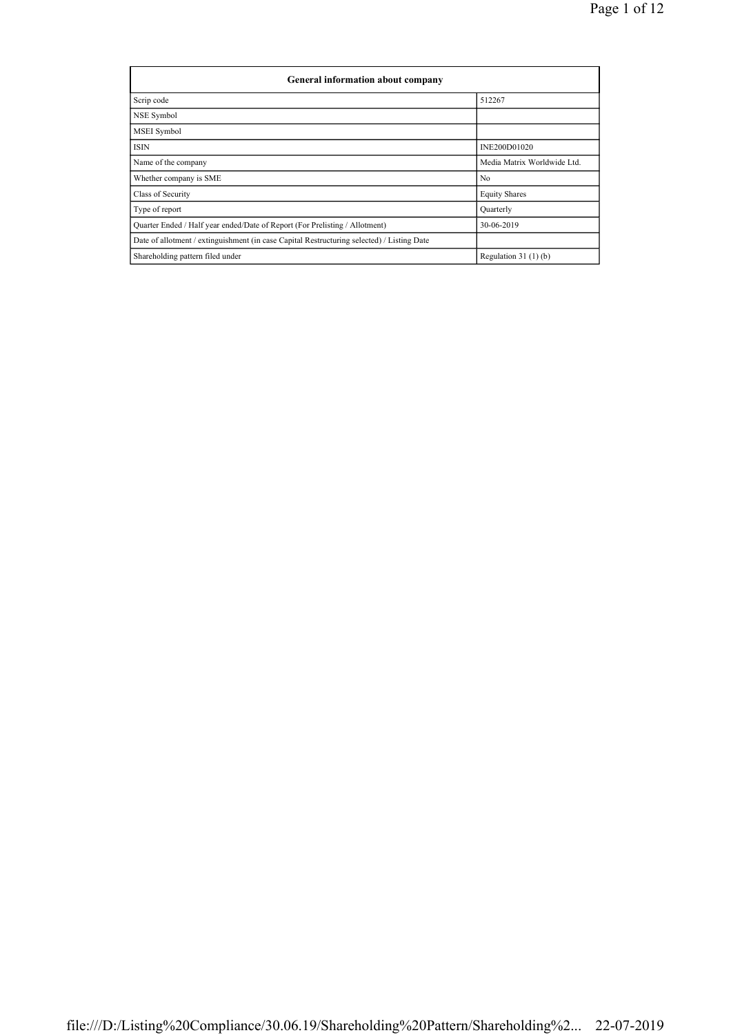| General information about company | |
|---|---|
| Scrip code | 512267 |
| NSE Symbol | |
| MSEI Symbol | |
| ISIN | INE200D01020 |
| Name of the company | Media Matrix Worldwide Ltd. |
| Whether company is SME | No |
| Class of Security | Equity Shares |
| Type of report | Quarterly |
| Quarter Ended / Half year ended/Date of Report (For Prelisting / Allotment) | 30-06-2019 |
| Date of allotment / extinguishment (in case Capital Restructuring selected) / Listing Date | |
| Shareholding pattern filed under | Regulation 31 (1) (b) |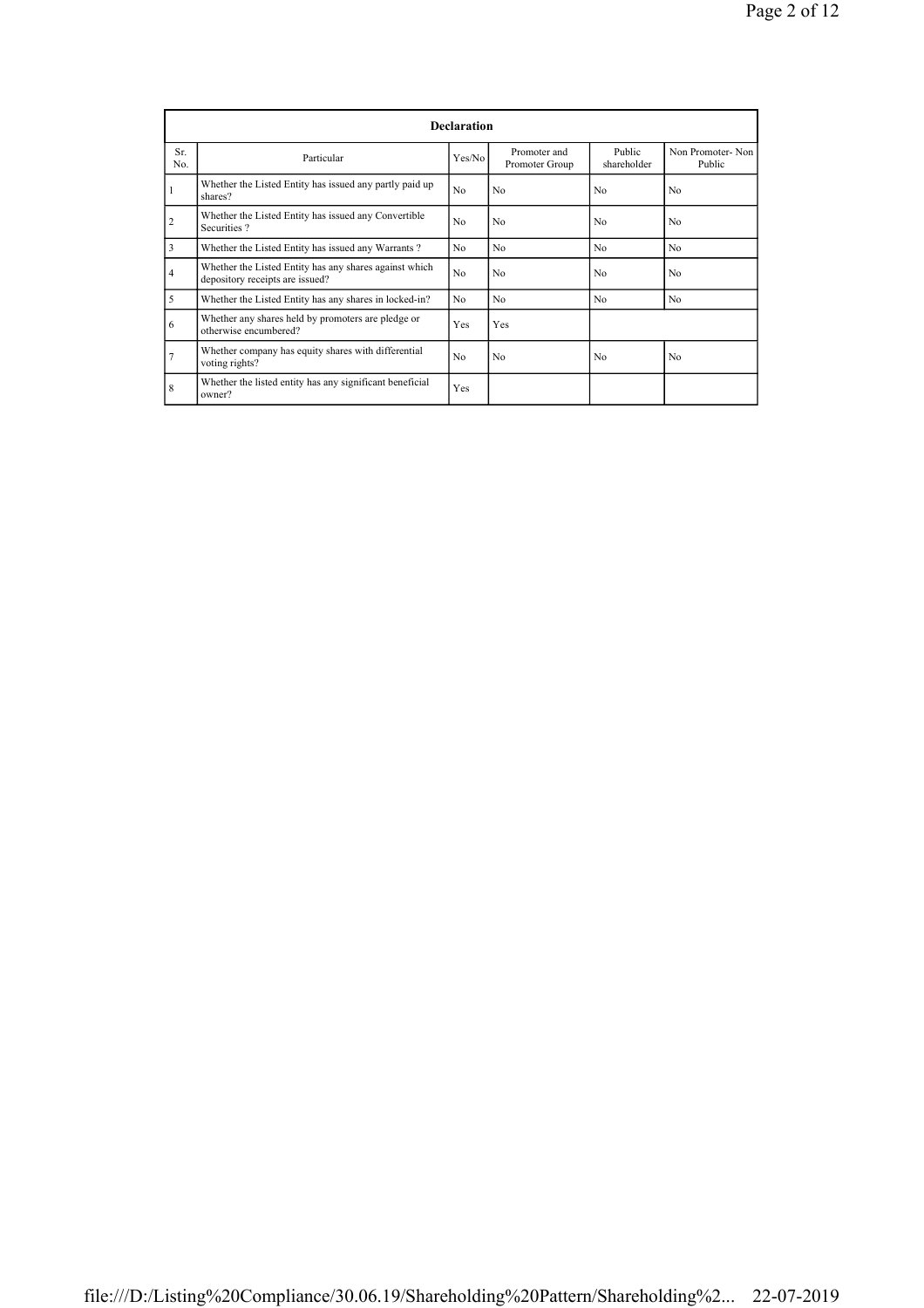| Declaration | | | | | |
|---|---|---|---|---|---|
| Sr. No. | Particular | Yes/No | Promoter and Promoter Group | Public shareholder | Non Promoter- Non Public |
| 1 | Whether the Listed Entity has issued any partly paid up shares? | No | No | No | No |
| 2 | Whether the Listed Entity has issued any Convertible Securities ? | No | No | No | No |
| 3 | Whether the Listed Entity has issued any Warrants ? | No | No | No | No |
| 4 | Whether the Listed Entity has any shares against which depository receipts are issued? | No | No | No | No |
| 5 | Whether the Listed Entity has any shares in locked-in? | No | No | No | No |
| 6 | Whether any shares held by promoters are pledge or otherwise encumbered? | Yes | Yes | | |
| 7 | Whether company has equity shares with differential voting rights? | No | No | No | No |
| 8 | Whether the listed entity has any significant beneficial owner? | Yes | | | |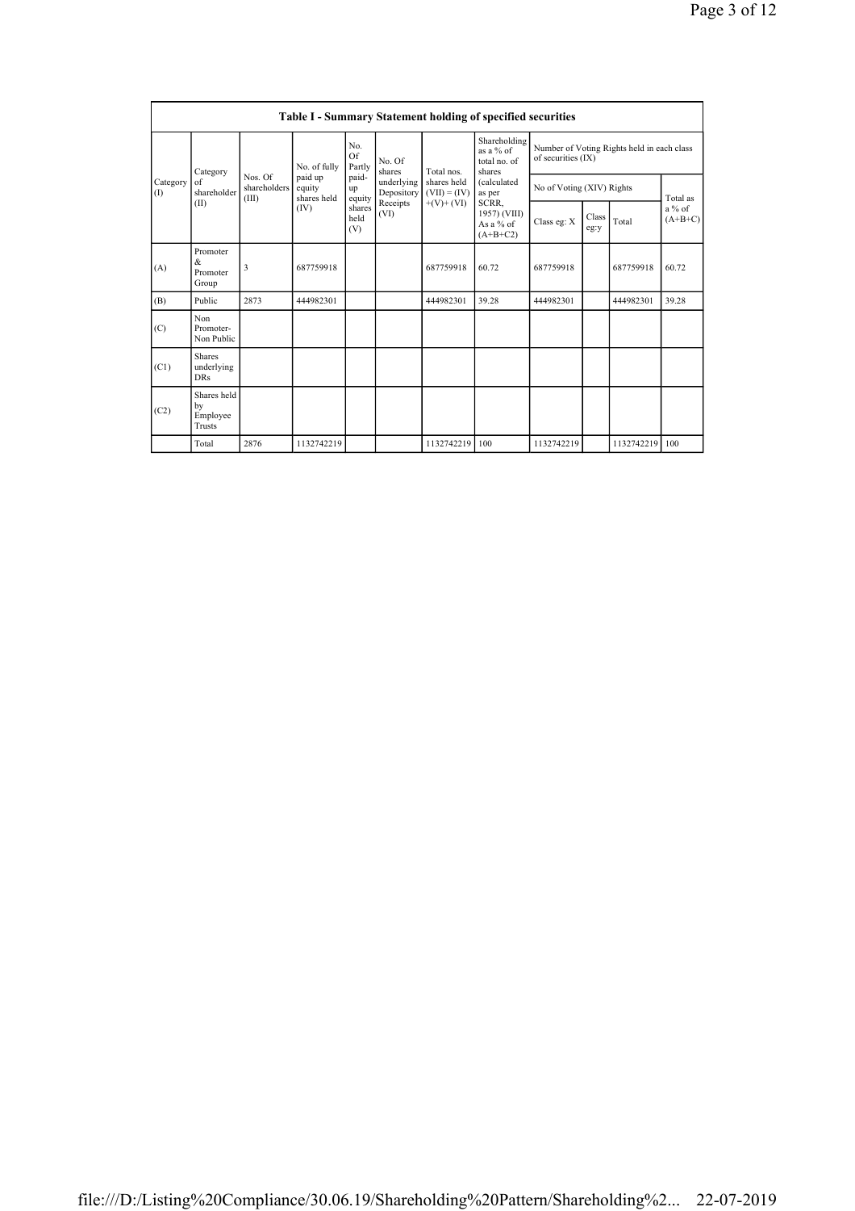**Table I - Summary Statement holding of specified securities**

| Category (I) | Category of shareholder (II) | Nos. Of shareholders (III) | No. of fully paid up equity shares held (IV) | No. Of Partly paid-up equity shares held (V) | No. Of shares underlying Depository Receipts (VI) | Total nos. shares held (VII) = (IV)+(V)+ (VI) | Shareholding as a % of total no. of shares (calculated as per SCRR, 1957) (VIII) As a % of (A+B+C2) | Number of Voting Rights held in each class of securities (IX) | | | |
|---|---|---|---|---|---|---|---|---|---|---|---|
| | | | | | | | | No of Voting (XIV) Rights | | | Total as a % of (A+B+C) |
| | | | | | | | | Class eg: X | Class eg:y | Total | |
| (A) | Promoter & Promoter Group | 3 | 687759918 | | | 687759918 | 60.72 | 687759918 | | 687759918 | 60.72 |
| (B) | Public | 2873 | 444982301 | | | 444982301 | 39.28 | 444982301 | | 444982301 | 39.28 |
| (C) | Non Promoter- Non Public | | | | | | | | | | |
| (C1) | Shares underlying DRs | | | | | | | | | | |
| (C2) | Shares held by Employee Trusts | | | | | | | | | | |
| | Total | 2876 | 1132742219 | | | 1132742219 | 100 | 1132742219 | | 1132742219 | 100 |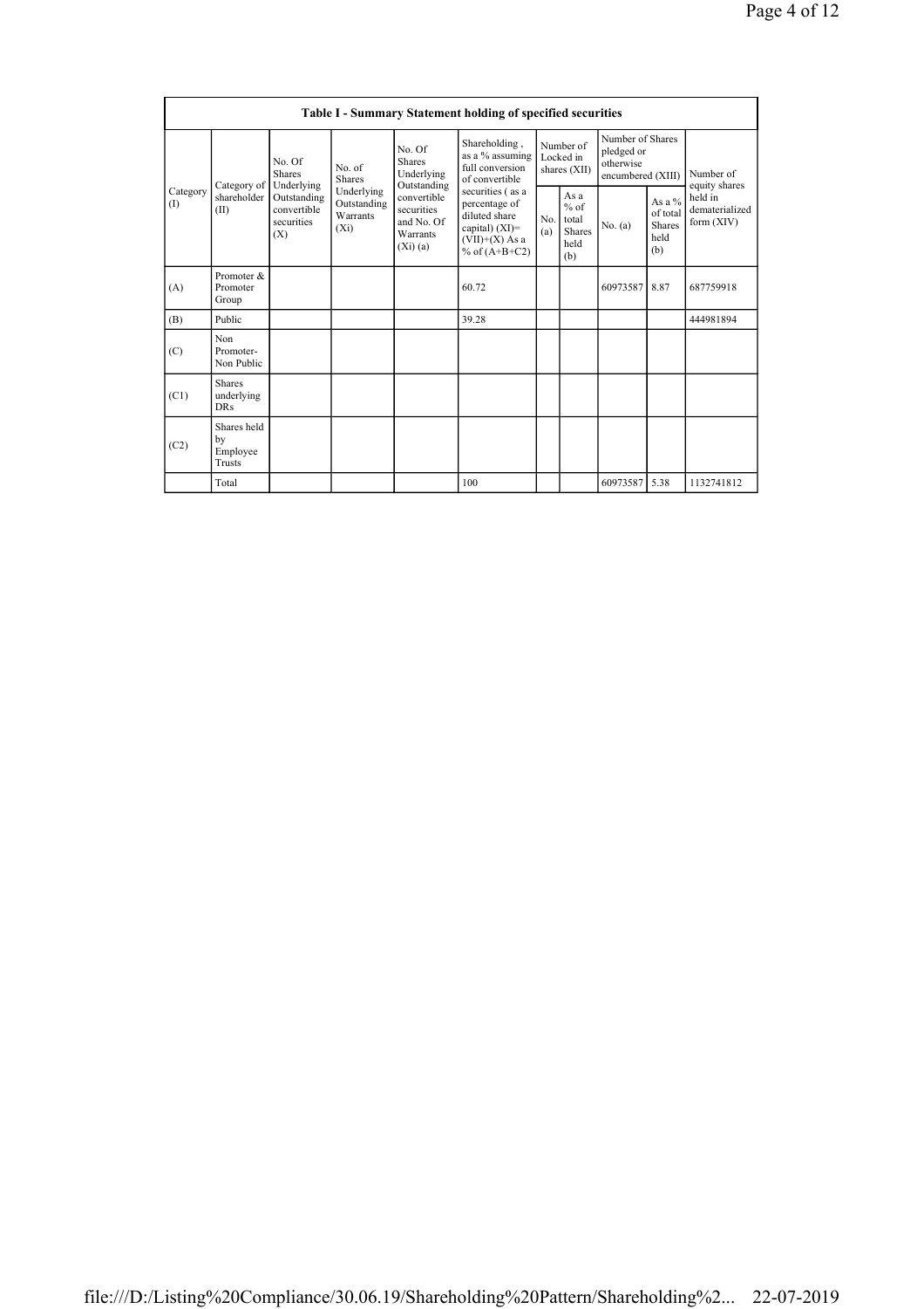| Table I - Summary Statement holding of specified securities | | | | | | | | | | | |
|---|---|---|---|---|---|---|---|---|---|---|---|
| Category (I) | Category of shareholder (II) | No. Of Shares Underlying Outstanding convertible securities (X) | No. of Shares Underlying Outstanding Warrants (Xi) | No. Of Shares Underlying Outstanding convertible securities and No. Of Warrants (Xi) (a) | Shareholding , as a % assuming full conversion of convertible securities ( as a percentage of diluted share capital) (XI)= (VII)+(X) As a % of (A+B+C2) | Number of Locked in shares (XII) | | Number of Shares pledged or otherwise encumbered (XIII) | | Number of equity shares held in dematerialized form (XIV) |
| | | | | | | No. (a) | As a % of total Shares held (b) | No. (a) | As a % of total Shares held (b) | |
| (A) | Promoter & Promoter Group | | | | 60.72 | | | 60973587 | 8.87 | 687759918 |
| (B) | Public | | | | 39.28 | | | | | 444981894 |
| (C) | Non Promoter- Non Public | | | | | | | | | |
| (C1) | Shares underlying DRs | | | | | | | | | |
| (C2) | Shares held by Employee Trusts | | | | | | | | | |
| | Total | | | | 100 | | | 60973587 | 5.38 | 1132741812 |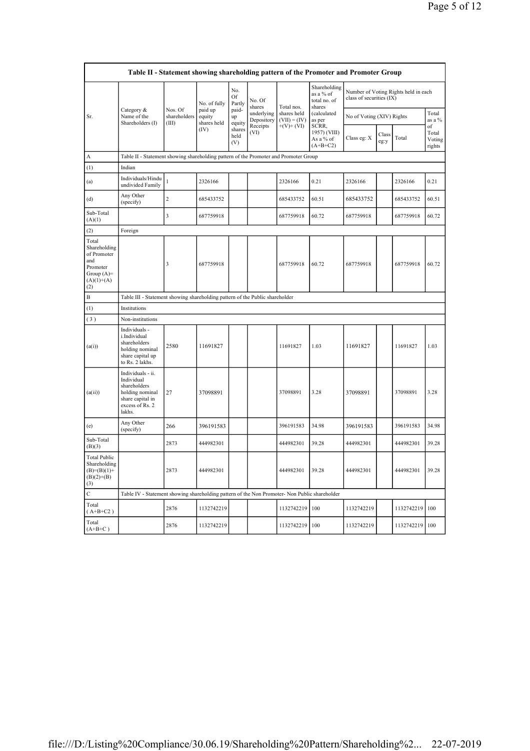| Table II - Statement showing shareholding pattern of the Promoter and Promoter Group | | | | | | | | | | | | |
|---|---|---|---|---|---|---|---|---|---|---|---|---|
| Sr. | Category & Name of the Shareholders (I) | Nos. Of shareholders (III) | No. of fully paid up equity shares held (IV) | No. Of Partly paid-up equity shares held (V) | No. Of shares underlying Depository Receipts (VI) | Total nos. shares held (VII) = (IV)+ (V)+ (VI) | Shareholding as a % of total no. of shares (calculated as per SCRR, 1957) (VIII) As a % of (A+B+C2) | Number of Voting Rights held in each class of securities (IX) | | | |
| | | | | | | | | No of Voting (XIV) Rights | | | Total as a % of Total Voting rights |
| | | | | | | | | Class eg: X | Class eg:y | Total | |
| A | Table II - Statement showing shareholding pattern of the Promoter and Promoter Group | | | | | | | | | | |
| (1) | Indian | | | | | | | | | | |
| (a) | Individuals/Hindu undivided Family | 1 | 2326166 | | | 2326166 | 0.21 | 2326166 | | 2326166 | 0.21 |
| (d) | Any Other (specify) | 2 | 685433752 | | | 685433752 | 60.51 | 685433752 | | 685433752 | 60.51 |
| Sub-Total (A)(1) | | 3 | 687759918 | | | 687759918 | 60.72 | 687759918 | | 687759918 | 60.72 |
| (2) | Foreign | | | | | | | | | | |
| Total Shareholding of Promoter and Promoter Group (A)=(A)(1)+(A)(2) | | 3 | 687759918 | | | 687759918 | 60.72 | 687759918 | | 687759918 | 60.72 |
| B | Table III - Statement showing shareholding pattern of the Public shareholder | | | | | | | | | | |
| (1) | Institutions | | | | | | | | | | |
| (3) | Non-institutions | | | | | | | | | | |
| (a(i)) | Individuals - i.Individual shareholders holding nominal share capital up to Rs. 2 lakhs. | 2580 | 11691827 | | | 11691827 | 1.03 | 11691827 | | 11691827 | 1.03 |
| (a(ii)) | Individuals - ii. Individual shareholders holding nominal share capital in excess of Rs. 2 lakhs. | 27 | 37098891 | | | 37098891 | 3.28 | 37098891 | | 37098891 | 3.28 |
| (e) | Any Other (specify) | 266 | 396191583 | | | 396191583 | 34.98 | 396191583 | | 396191583 | 34.98 |
| Sub-Total (B)(3) | | 2873 | 444982301 | | | 444982301 | 39.28 | 444982301 | | 444982301 | 39.28 |
| Total Public Shareholding (B)=(B)(1)+(B)(2)+(B)(3) | | 2873 | 444982301 | | | 444982301 | 39.28 | 444982301 | | 444982301 | 39.28 |
| C | Table IV - Statement showing shareholding pattern of the Non Promoter- Non Public shareholder | | | | | | | | | | |
| Total ( A+B+C2 ) | | 2876 | 1132742219 | | | 1132742219 | 100 | 1132742219 | | 1132742219 | 100 |
| Total (A+B+C ) | | 2876 | 1132742219 | | | 1132742219 | 100 | 1132742219 | | 1132742219 | 100 |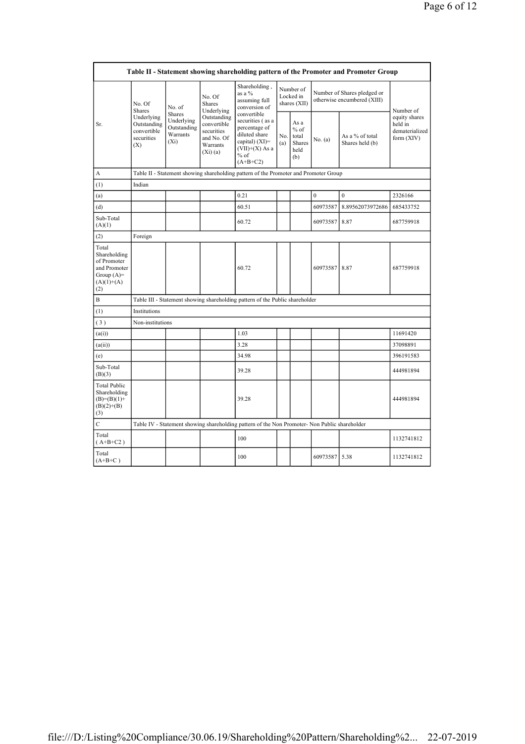| Table II - Statement showing shareholding pattern of the Promoter and Promoter Group | | | | | | | | | |
|---|---|---|---|---|---|---|---|---|---|
| Sr. | No. Of Shares Underlying Outstanding convertible securities (X) | No. of Shares Underlying Outstanding Warrants (Xi) | No. Of Shares Underlying Outstanding convertible securities and No. Of Warrants (Xi) (a) | Shareholding , as a % assuming full conversion of convertible securities ( as a percentage of diluted share capital) (XI)= (VII)+(X) As a % of (A+B+C2) | Number of Locked in shares (XII) | | Number of Shares pledged or otherwise encumbered (XIII) | | Number of equity shares held in dematerialized form (XIV) |
| | | | | | No. (a) | As a % of total Shares held (b) | No. (a) | As a % of total Shares held (b) | |
| A | Table II - Statement showing shareholding pattern of the Promoter and Promoter Group | | | | | | | | |
| (1) | Indian | | | | | | | | |
| (a) | | | | 0.21 | | | 0 | 0 | 2326166 |
| (d) | | | | 60.51 | | | 60973587 | 8.89562073972686 | 685433752 |
| Sub-Total (A)(1) | | | | 60.72 | | | 60973587 | 8.87 | 687759918 |
| (2) | Foreign | | | | | | | | |
| Total Shareholding of Promoter and Promoter Group (A)= (A)(1)+(A)(2) | | | | 60.72 | | | 60973587 | 8.87 | 687759918 |
| B | Table III - Statement showing shareholding pattern of the Public shareholder | | | | | | | | |
| (1) | Institutions | | | | | | | | |
| (3) | Non-institutions | | | | | | | | |
| (a(i)) | | | | 1.03 | | | | | 11691420 |
| (a(ii)) | | | | 3.28 | | | | | 37098891 |
| (e) | | | | 34.98 | | | | | 396191583 |
| Sub-Total (B)(3) | | | | 39.28 | | | | | 444981894 |
| Total Public Shareholding (B)=(B)(1)+(B)(2)+(B)(3) | | | | 39.28 | | | | | 444981894 |
| C | Table IV - Statement showing shareholding pattern of the Non Promoter- Non Public shareholder | | | | | | | | |
| Total ( A+B+C2 ) | | | | 100 | | | | | 1132741812 |
| Total (A+B+C ) | | | | 100 | | | 60973587 | 5.38 | 1132741812 |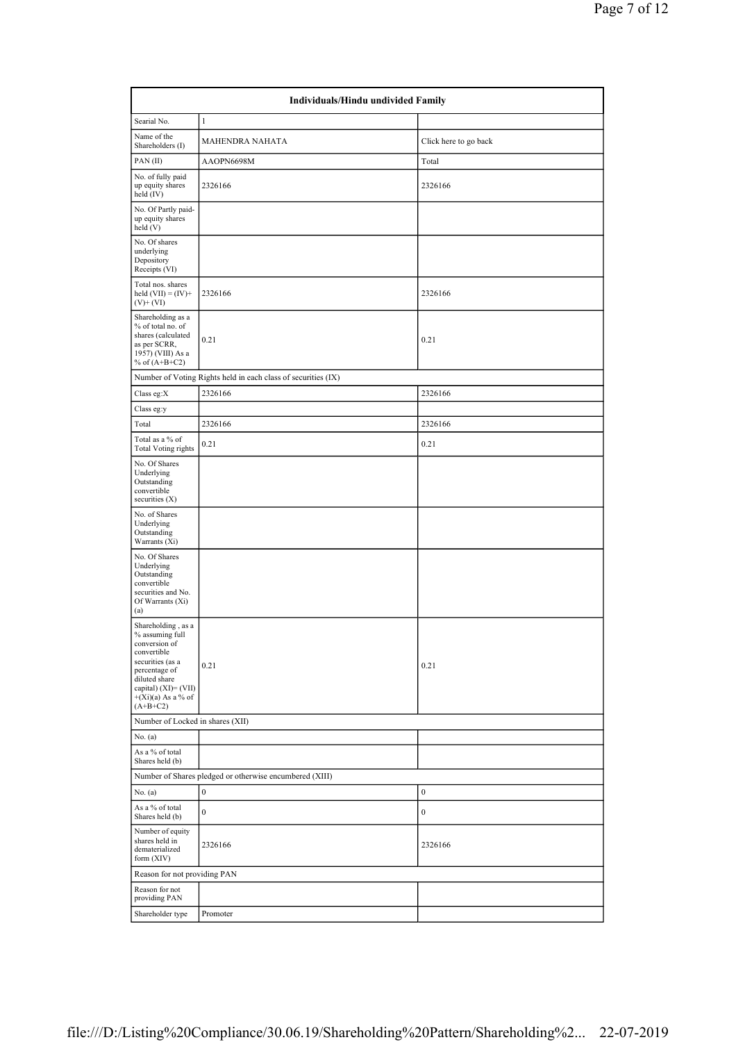| Individuals/Hindu undivided Family | | |
|---|---|---|
| Searial No. | 1 | |
| Name of the Shareholders (I) | MAHENDRA NAHATA | Click here to go back |
| PAN (II) | AAOPN6698M | Total |
| No. of fully paid up equity shares held (IV) | 2326166 | 2326166 |
| No. Of Partly paid-up equity shares held (V) | | |
| No. Of shares underlying Depository Receipts (VI) | | |
| Total nos. shares held (VII) = (IV)+ (V)+ (VI) | 2326166 | 2326166 |
| Shareholding as a % of total no. of shares (calculated as per SCRR, 1957) (VIII) As a % of (A+B+C2) | 0.21 | 0.21 |
| Number of Voting Rights held in each class of securities (IX) | | |
| Class eg:X | 2326166 | 2326166 |
| Class eg:y | | |
| Total | 2326166 | 2326166 |
| Total as a % of Total Voting rights | 0.21 | 0.21 |
| No. Of Shares Underlying Outstanding convertible securities (X) | | |
| No. of Shares Underlying Outstanding Warrants (Xi) | | |
| No. Of Shares Underlying Outstanding convertible securities and No. Of Warrants (Xi) (a) | | |
| Shareholding , as a % assuming full conversion of convertible securities (as a percentage of diluted share capital) (XI)= (VII) +(Xi)(a) As a % of (A+B+C2) | 0.21 | 0.21 |
| Number of Locked in shares (XII) | | |
| No. (a) | | |
| As a % of total Shares held (b) | | |
| Number of Shares pledged or otherwise encumbered (XIII) | | |
| No. (a) | 0 | 0 |
| As a % of total Shares held (b) | 0 | 0 |
| Number of equity shares held in dematerialized form (XIV) | 2326166 | 2326166 |
| Reason for not providing PAN | | |
| Reason for not providing PAN | | |
| Shareholder type | Promoter | |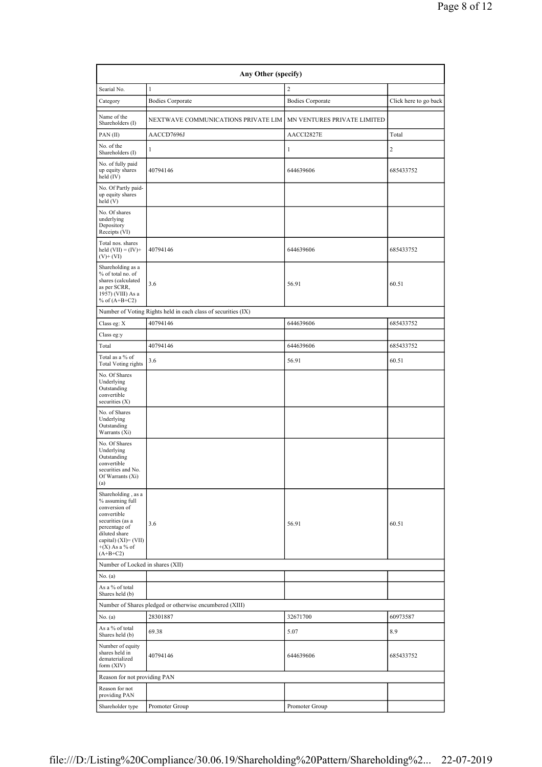| Any Other (specify) | | | |
|---|---|---|---|
| Searial No. | 1 | 2 | |
| Category | Bodies Corporate | Bodies Corporate | Click here to go back |
| Name of the Shareholders (I) | NEXTWAVE COMMUNICATIONS PRIVATE LIM | MN VENTURES PRIVATE LIMITED | |
| PAN (II) | AACCD7696J | AACCI2827E | Total |
| No. of the Shareholders (I) | 1 | 1 | 2 |
| No. of fully paid up equity shares held (IV) | 40794146 | 644639606 | 685433752 |
| No. Of Partly paid-up equity shares held (V) | | | |
| No. Of shares underlying Depository Receipts (VI) | | | |
| Total nos. shares held (VII) = (IV)+(V)+ (VI) | 40794146 | 644639606 | 685433752 |
| Shareholding as a % of total no. of shares (calculated as per SCRR, 1957) (VIII) As a % of (A+B+C2) | 3.6 | 56.91 | 60.51 |
| Number of Voting Rights held in each class of securities (IX) | | | |
| Class eg: X | 40794146 | 644639606 | 685433752 |
| Class eg:y | | | |
| Total | 40794146 | 644639606 | 685433752 |
| Total as a % of Total Voting rights | 3.6 | 56.91 | 60.51 |
| No. Of Shares Underlying Outstanding convertible securities (X) | | | |
| No. of Shares Underlying Outstanding Warrants (Xi) | | | |
| No. Of Shares Underlying Outstanding convertible securities and No. Of Warrants (Xi) (a) | | | |
| Shareholding , as a % assuming full conversion of convertible securities (as a percentage of diluted share capital) (XI)= (VII)+(X) As a % of (A+B+C2) | 3.6 | 56.91 | 60.51 |
| Number of Locked in shares (XII) | | | |
| No. (a) | | | |
| As a % of total Shares held (b) | | | |
| Number of Shares pledged or otherwise encumbered (XIII) | | | |
| No. (a) | 28301887 | 32671700 | 60973587 |
| As a % of total Shares held (b) | 69.38 | 5.07 | 8.9 |
| Number of equity shares held in dematerialized form (XIV) | 40794146 | 644639606 | 685433752 |
| Reason for not providing PAN | | | |
| Reason for not providing PAN | | | |
| Shareholder type | Promoter Group | Promoter Group | |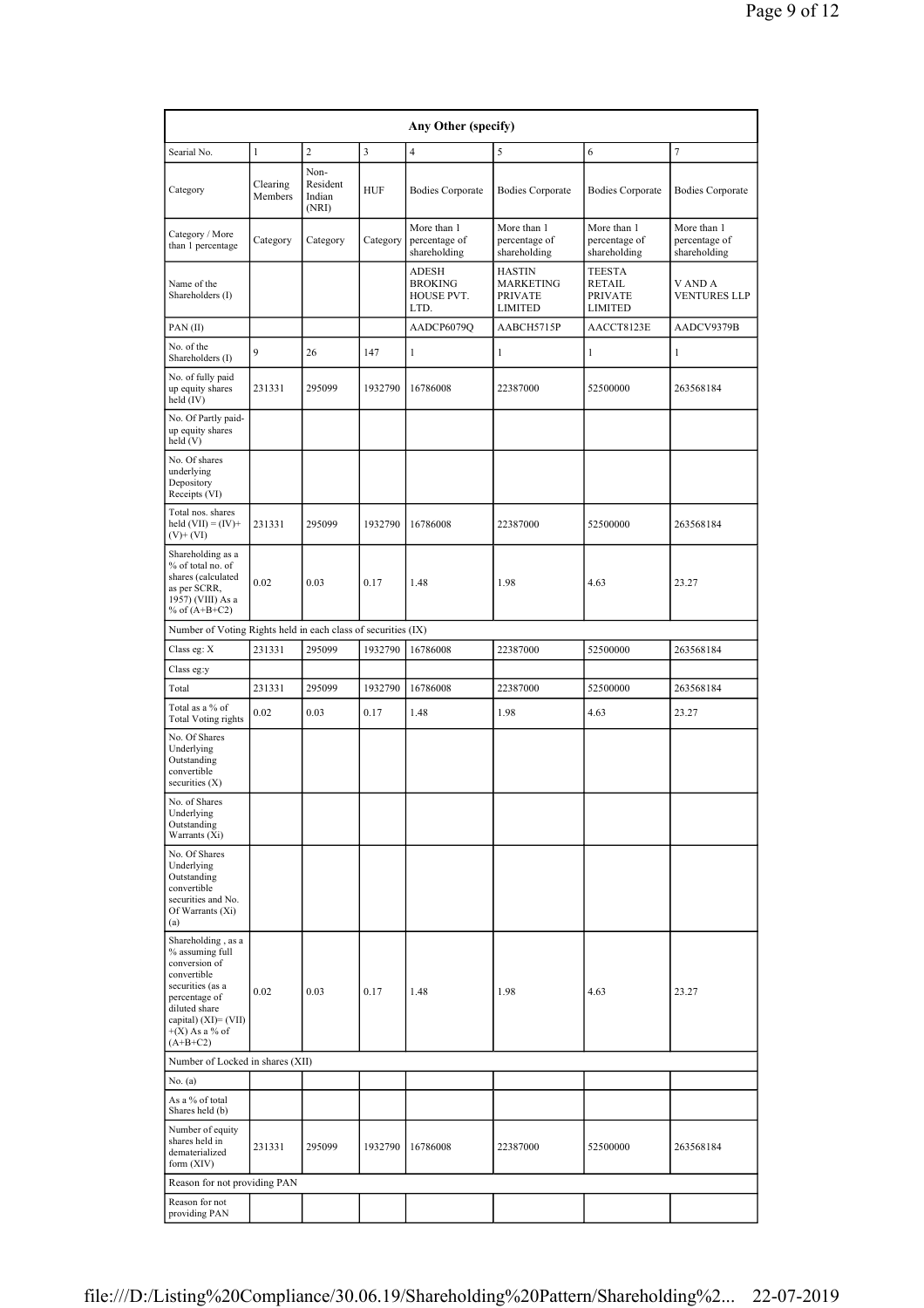| Any Other (specify) | | | | | | | |
|---|---|---|---|---|---|---|---|
| Searial No. | 1 | 2 | 3 | 4 | 5 | 6 | 7 |
| Category | Clearing Members | Non-Resident Indian (NRI) | HUF | Bodies Corporate | Bodies Corporate | Bodies Corporate | Bodies Corporate |
| Category / More than 1 percentage | Category | Category | Category | More than 1 percentage of shareholding | More than 1 percentage of shareholding | More than 1 percentage of shareholding | More than 1 percentage of shareholding |
| Name of the Shareholders (I) | | | | ADESH BROKING HOUSE PVT. LTD. | HASTIN MARKETING PRIVATE LIMITED | TEESTA RETAIL PRIVATE LIMITED | V AND A VENTURES LLP |
| PAN (II) | | | | AADCP6079Q | AABCH5715P | AACCT8123E | AADCV9379B |
| No. of the Shareholders (I) | 9 | 26 | 147 | 1 | 1 | 1 | 1 |
| No. of fully paid up equity shares held (IV) | 231331 | 295099 | 1932790 | 16786008 | 22387000 | 52500000 | 263568184 |
| No. Of Partly paid-up equity shares held (V) | | | | | | | |
| No. Of shares underlying Depository Receipts (VI) | | | | | | | |
| Total nos. shares held (VII) = (IV)+(V)+ (VI) | 231331 | 295099 | 1932790 | 16786008 | 22387000 | 52500000 | 263568184 |
| Shareholding as a % of total no. of shares (calculated as per SCRR, 1957) (VIII) As a % of (A+B+C2) | 0.02 | 0.03 | 0.17 | 1.48 | 1.98 | 4.63 | 23.27 |
| Number of Voting Rights held in each class of securities (IX) | | | | | | | |
| Class eg: X | 231331 | 295099 | 1932790 | 16786008 | 22387000 | 52500000 | 263568184 |
| Class eg:y | | | | | | | |
| Total | 231331 | 295099 | 1932790 | 16786008 | 22387000 | 52500000 | 263568184 |
| Total as a % of Total Voting rights | 0.02 | 0.03 | 0.17 | 1.48 | 1.98 | 4.63 | 23.27 |
| No. Of Shares Underlying Outstanding convertible securities (X) | | | | | | | |
| No. of Shares Underlying Outstanding Warrants (Xi) | | | | | | | |
| No. Of Shares Underlying Outstanding convertible securities and No. Of Warrants (Xi) (a) | | | | | | | |
| Shareholding , as a % assuming full conversion of convertible securities (as a percentage of diluted share capital) (XI)= (VII)+(X) As a % of (A+B+C2) | 0.02 | 0.03 | 0.17 | 1.48 | 1.98 | 4.63 | 23.27 |
| Number of Locked in shares (XII) | | | | | | | |
| No. (a) | | | | | | | |
| As a % of total Shares held (b) | | | | | | | |
| Number of equity shares held in dematerialized form (XIV) | 231331 | 295099 | 1932790 | 16786008 | 22387000 | 52500000 | 263568184 |
| Reason for not providing PAN | | | | | | | |
| Reason for not providing PAN | | | | | | | |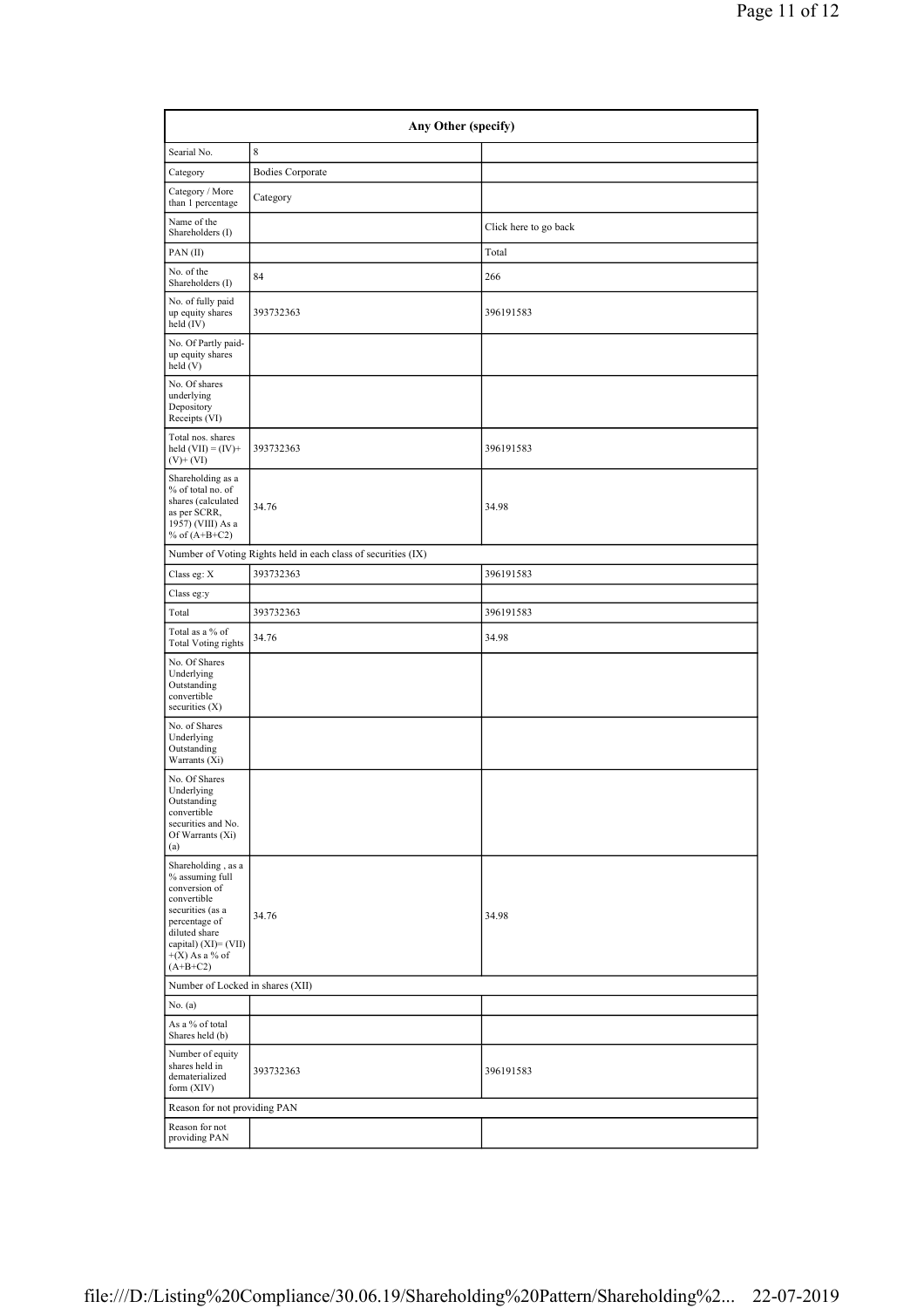| Any Other (specify) | | |
|---|---|---|
| Searial No. | 8 | |
| Category | Bodies Corporate | |
| Category / More than 1 percentage | Category | |
| Name of the Shareholders (I) | | Click here to go back |
| PAN (II) | | Total |
| No. of the Shareholders (I) | 84 | 266 |
| No. of fully paid up equity shares held (IV) | 393732363 | 396191583 |
| No. Of Partly paid-up equity shares held (V) | | |
| No. Of shares underlying Depository Receipts (VI) | | |
| Total nos. shares held (VII) = (IV)+ (V)+ (VI) | 393732363 | 396191583 |
| Shareholding as a % of total no. of shares (calculated as per SCRR, 1957) (VIII) As a % of (A+B+C2) | 34.76 | 34.98 |
| Number of Voting Rights held in each class of securities (IX) | | |
| Class eg: X | 393732363 | 396191583 |
| Class eg:y | | |
| Total | 393732363 | 396191583 |
| Total as a % of Total Voting rights | 34.76 | 34.98 |
| No. Of Shares Underlying Outstanding convertible securities (X) | | |
| No. of Shares Underlying Outstanding Warrants (Xi) | | |
| No. Of Shares Underlying Outstanding convertible securities and No. Of Warrants (Xi) (a) | | |
| Shareholding , as a % assuming full conversion of convertible securities (as a percentage of diluted share capital) (XI)= (VII) +(X) As a % of (A+B+C2) | 34.76 | 34.98 |
| Number of Locked in shares (XII) | | |
| No. (a) | | |
| As a % of total Shares held (b) | | |
| Number of equity shares held in dematerialized form (XIV) | 393732363 | 396191583 |
| Reason for not providing PAN | | |
| Reason for not providing PAN | | |